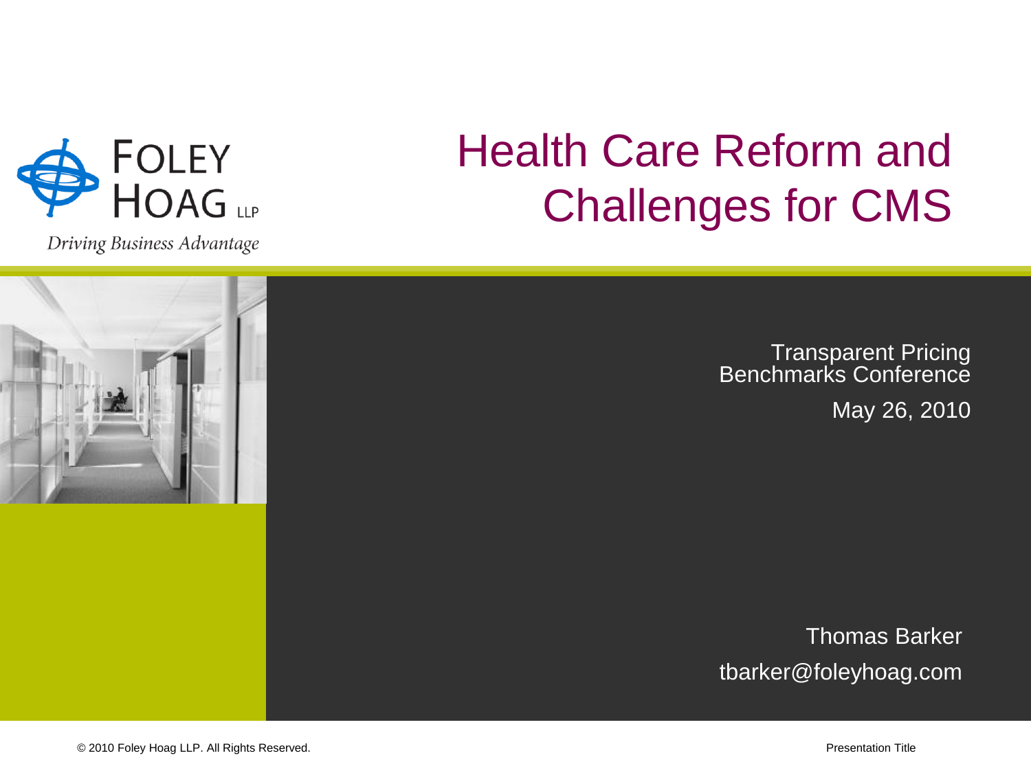# Health Care Reform and Challenges for CMS

Foley Hoag LLP

*Driving Business Advantage*

Transparent Pricing Benchmarks Conference

May 26, 2010

Thomas Barker

tbarker@foleyhoag.com

© 2010 Foley Hoag LLP. All Rights Reserved.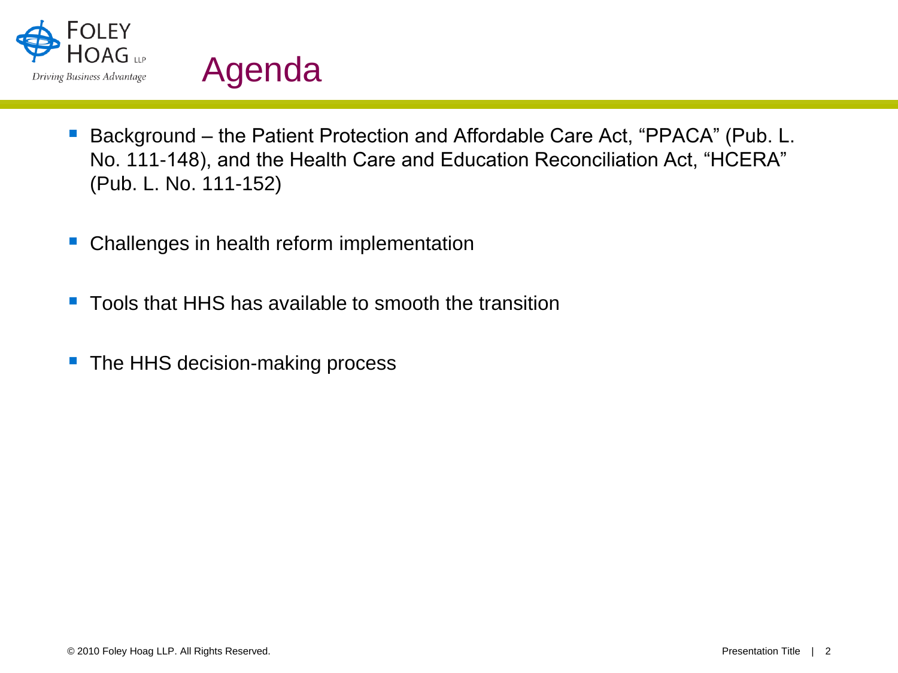# Agenda

- Background – the Patient Protection and Affordable Care Act, "PPACA" (Pub. L. No. 111-148), and the Health Care and Education Reconciliation Act, "HCERA" (Pub. L. No. 111-152)
- Challenges in health reform implementation
- Tools that HHS has available to smooth the transition
- The HHS decision-making process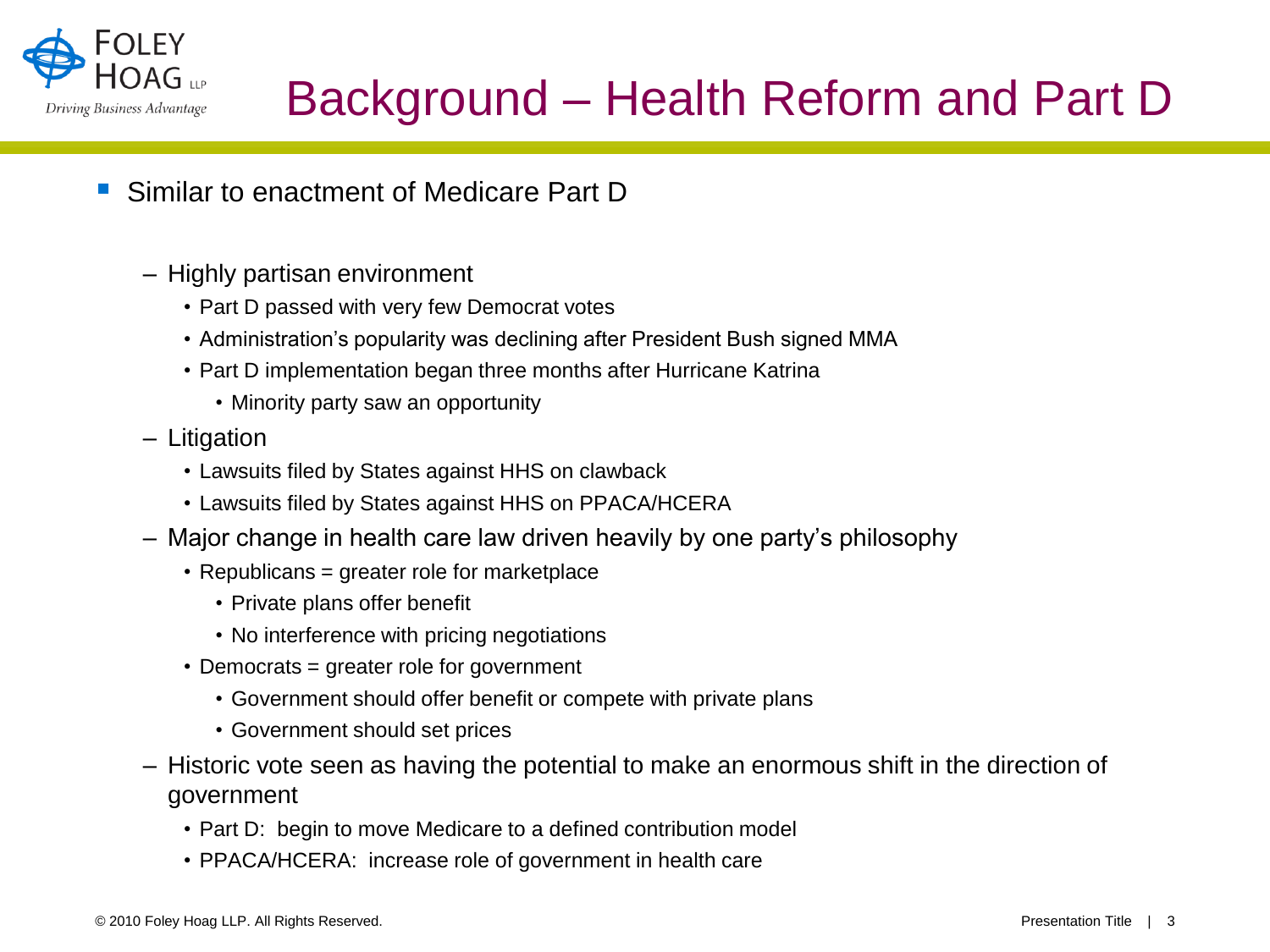# Background – Health Reform and Part D

- Similar to enactment of Medicare Part D
  - Highly partisan environment
    - Part D passed with very few Democrat votes
    - Administration's popularity was declining after President Bush signed MMA
    - Part D implementation began three months after Hurricane Katrina
      - Minority party saw an opportunity
  - Litigation
    - Lawsuits filed by States against HHS on clawback
    - Lawsuits filed by States against HHS on PPACA/HCERA
  - Major change in health care law driven heavily by one party's philosophy
    - Republicans = greater role for marketplace
      - Private plans offer benefit
      - No interference with pricing negotiations
    - Democrats = greater role for government
      - Government should offer benefit or compete with private plans
      - Government should set prices
  - Historic vote seen as having the potential to make an enormous shift in the direction of government
    - Part D:  begin to move Medicare to a defined contribution model
    - PPACA/HCERA:  increase role of government in health care

© 2010 Foley Hoag LLP. All Rights Reserved.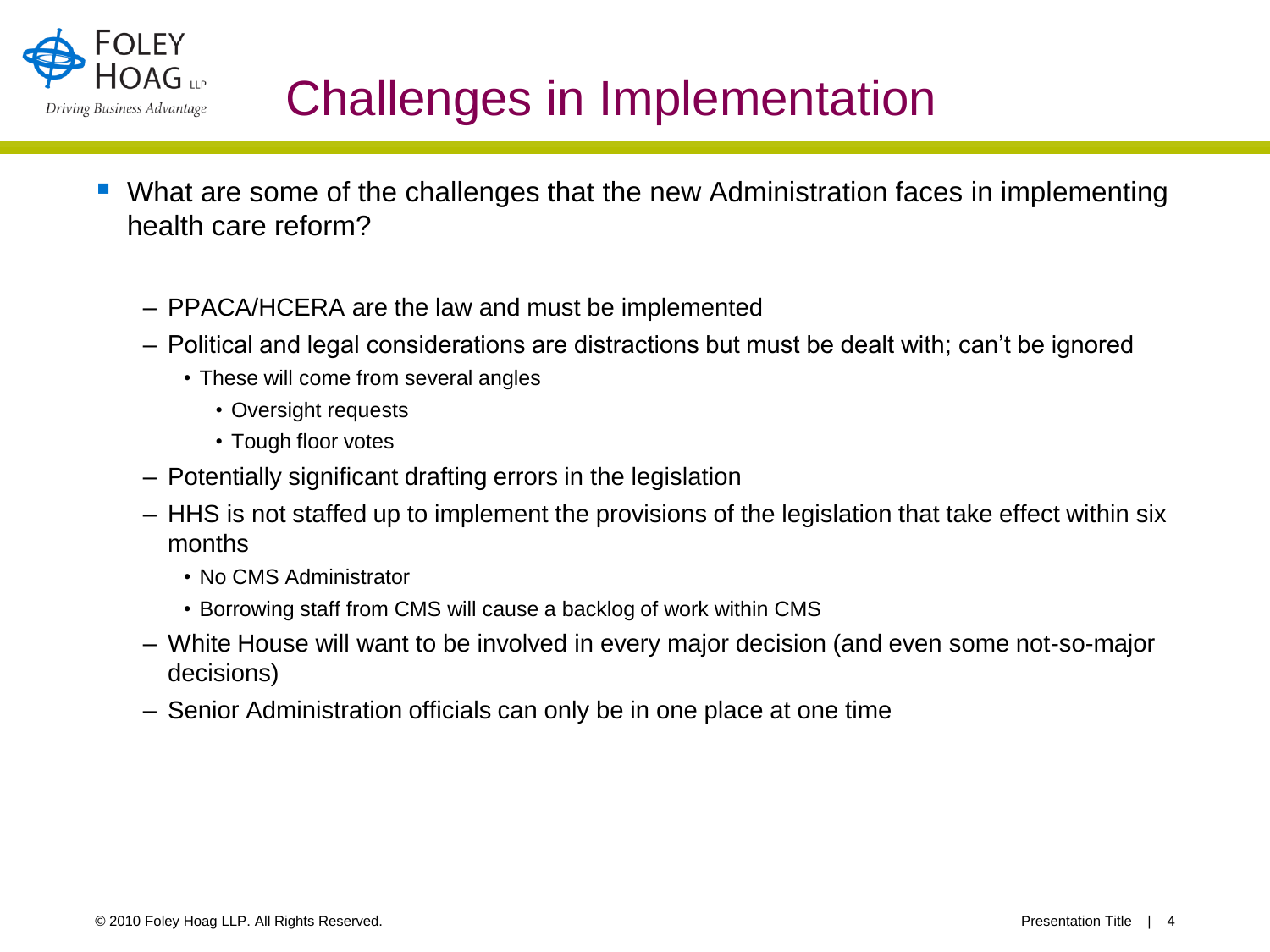# Challenges in Implementation

- What are some of the challenges that the new Administration faces in implementing health care reform?
  - PPACA/HCERA are the law and must be implemented
  - Political and legal considerations are distractions but must be dealt with; can't be ignored
    - These will come from several angles
      - Oversight requests
      - Tough floor votes
  - Potentially significant drafting errors in the legislation
  - HHS is not staffed up to implement the provisions of the legislation that take effect within six months
    - No CMS Administrator
    - Borrowing staff from CMS will cause a backlog of work within CMS
  - White House will want to be involved in every major decision (and even some not-so-major decisions)
  - Senior Administration officials can only be in one place at one time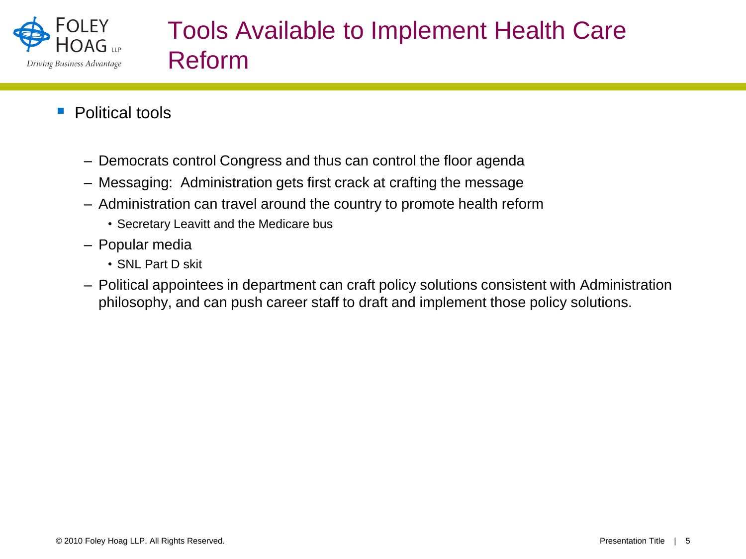# Tools Available to Implement Health Care Reform

- Political tools
  - Democrats control Congress and thus can control the floor agenda
  - Messaging: Administration gets first crack at crafting the message
  - Administration can travel around the country to promote health reform
    - Secretary Leavitt and the Medicare bus
  - Popular media
    - SNL Part D skit
  - Political appointees in department can craft policy solutions consistent with Administration philosophy, and can push career staff to draft and implement those policy solutions.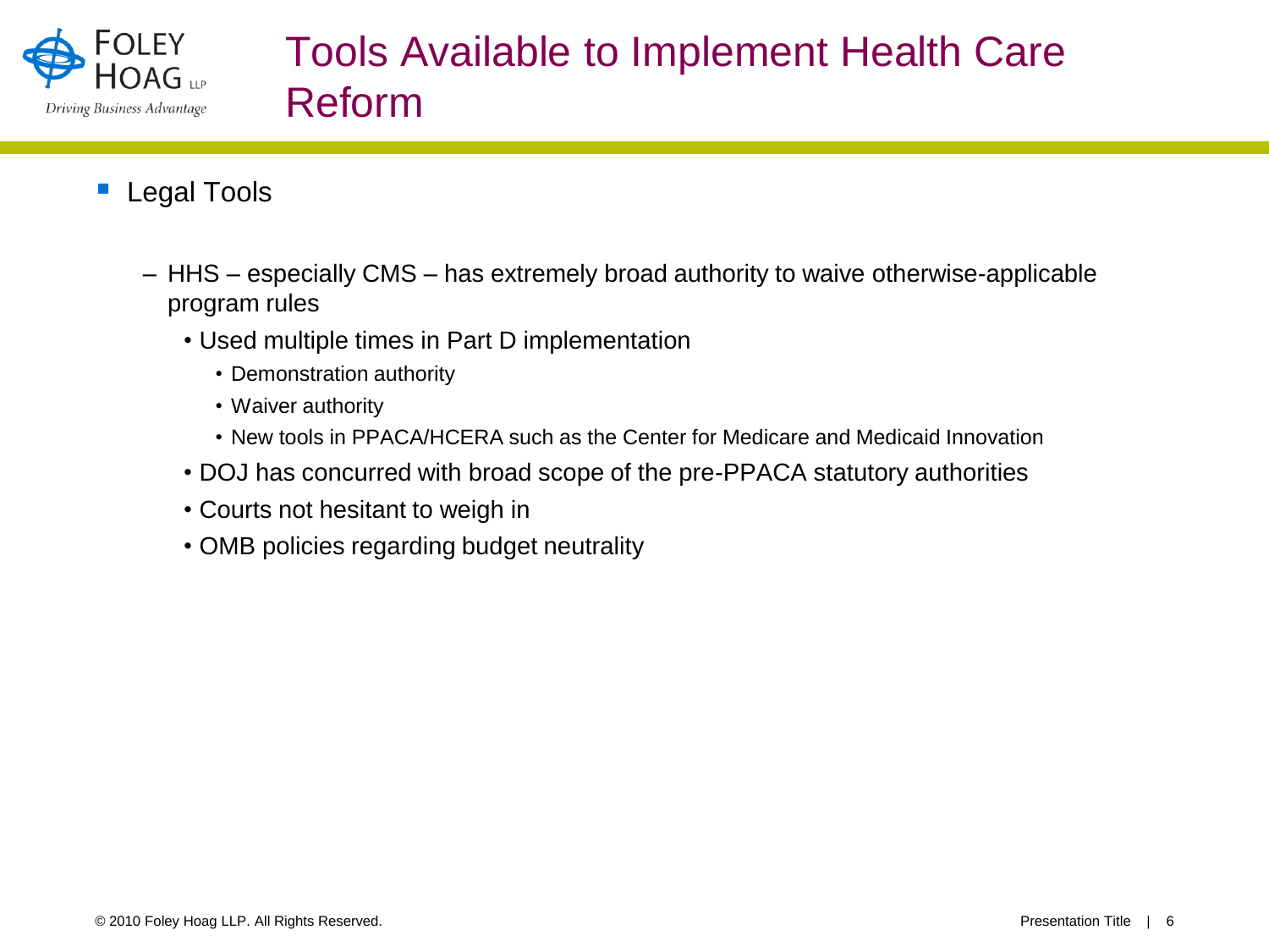# Tools Available to Implement Health Care Reform

- Legal Tools
  - HHS – especially CMS – has extremely broad authority to waive otherwise-applicable program rules
    - Used multiple times in Part D implementation
      - Demonstration authority
      - Waiver authority
      - New tools in PPACA/HCERA such as the Center for Medicare and Medicaid Innovation
    - DOJ has concurred with broad scope of the pre-PPACA statutory authorities
    - Courts not hesitant to weigh in
    - OMB policies regarding budget neutrality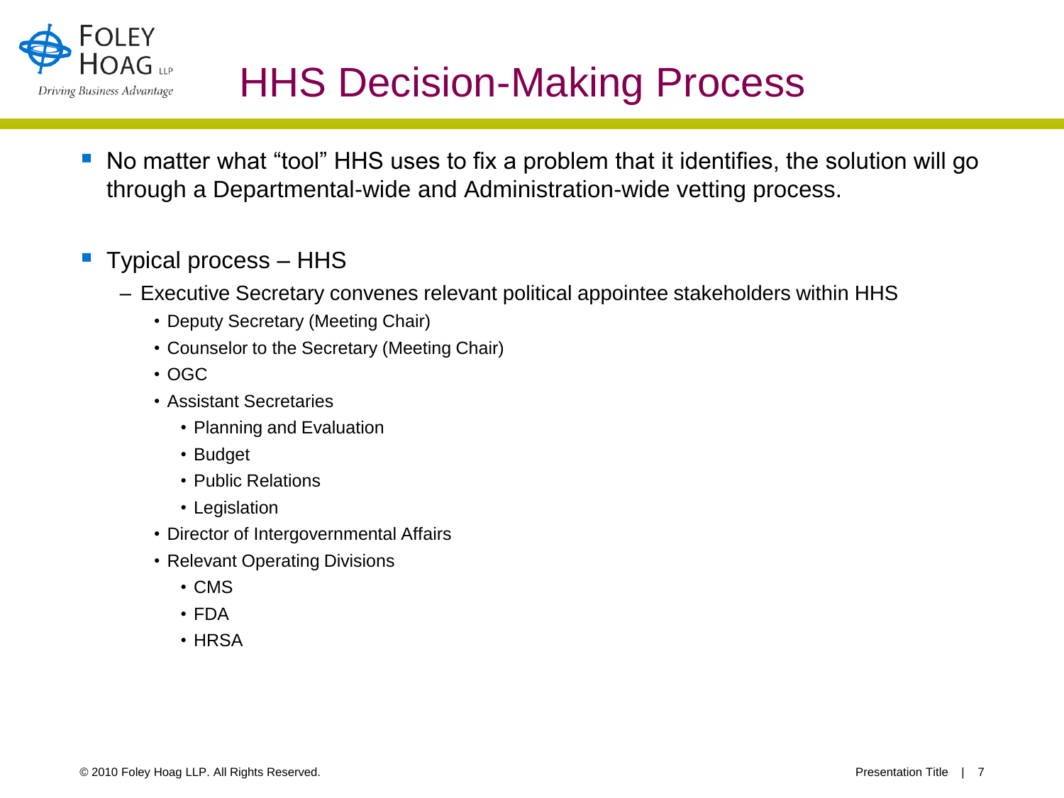# HHS Decision-Making Process

- No matter what "tool" HHS uses to fix a problem that it identifies, the solution will go through a Departmental-wide and Administration-wide vetting process.

- Typical process – HHS
  - Executive Secretary convenes relevant political appointee stakeholders within HHS
    - Deputy Secretary (Meeting Chair)
    - Counselor to the Secretary (Meeting Chair)
    - OGC
    - Assistant Secretaries
      - Planning and Evaluation
      - Budget
      - Public Relations
      - Legislation
    - Director of Intergovernmental Affairs
    - Relevant Operating Divisions
      - CMS
      - FDA
      - HRSA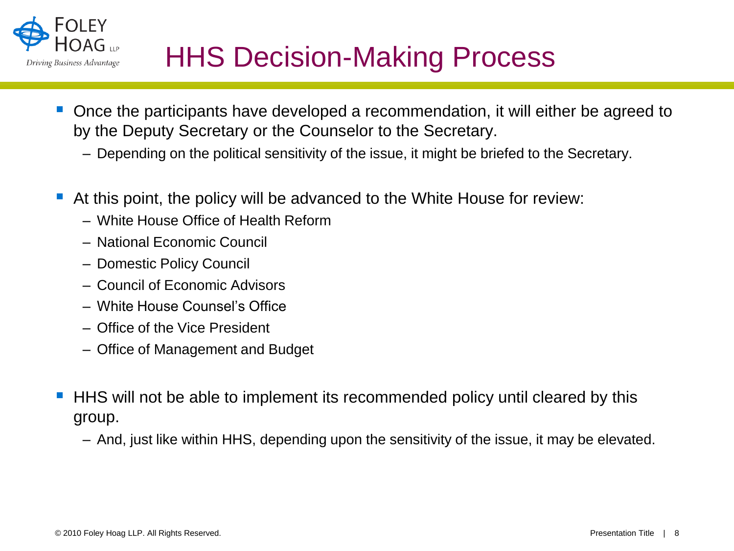# HHS Decision-Making Process

- Once the participants have developed a recommendation, it will either be agreed to by the Deputy Secretary or the Counselor to the Secretary.
  - Depending on the political sensitivity of the issue, it might be briefed to the Secretary.

- At this point, the policy will be advanced to the White House for review:
  - White House Office of Health Reform
  - National Economic Council
  - Domestic Policy Council
  - Council of Economic Advisors
  - White House Counsel's Office
  - Office of the Vice President
  - Office of Management and Budget

- HHS will not be able to implement its recommended policy until cleared by this group.
  - And, just like within HHS, depending upon the sensitivity of the issue, it may be elevated.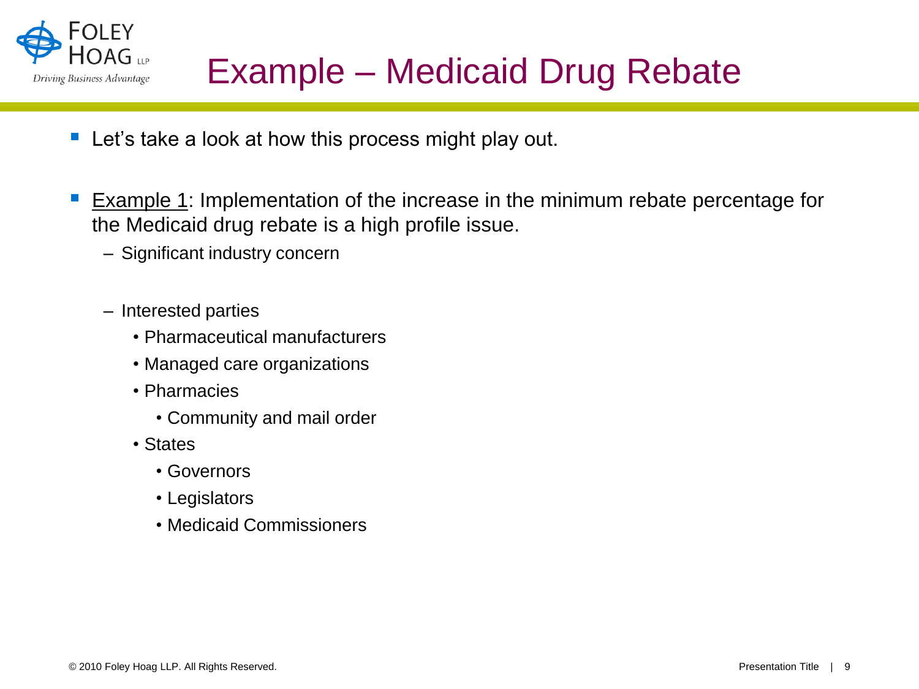# Example – Medicaid Drug Rebate

- Let's take a look at how this process might play out.

- Example 1: Implementation of the increase in the minimum rebate percentage for the Medicaid drug rebate is a high profile issue.
  - Significant industry concern
  - Interested parties
    - Pharmaceutical manufacturers
    - Managed care organizations
    - Pharmacies
      - Community and mail order
    - States
      - Governors
      - Legislators
      - Medicaid Commissioners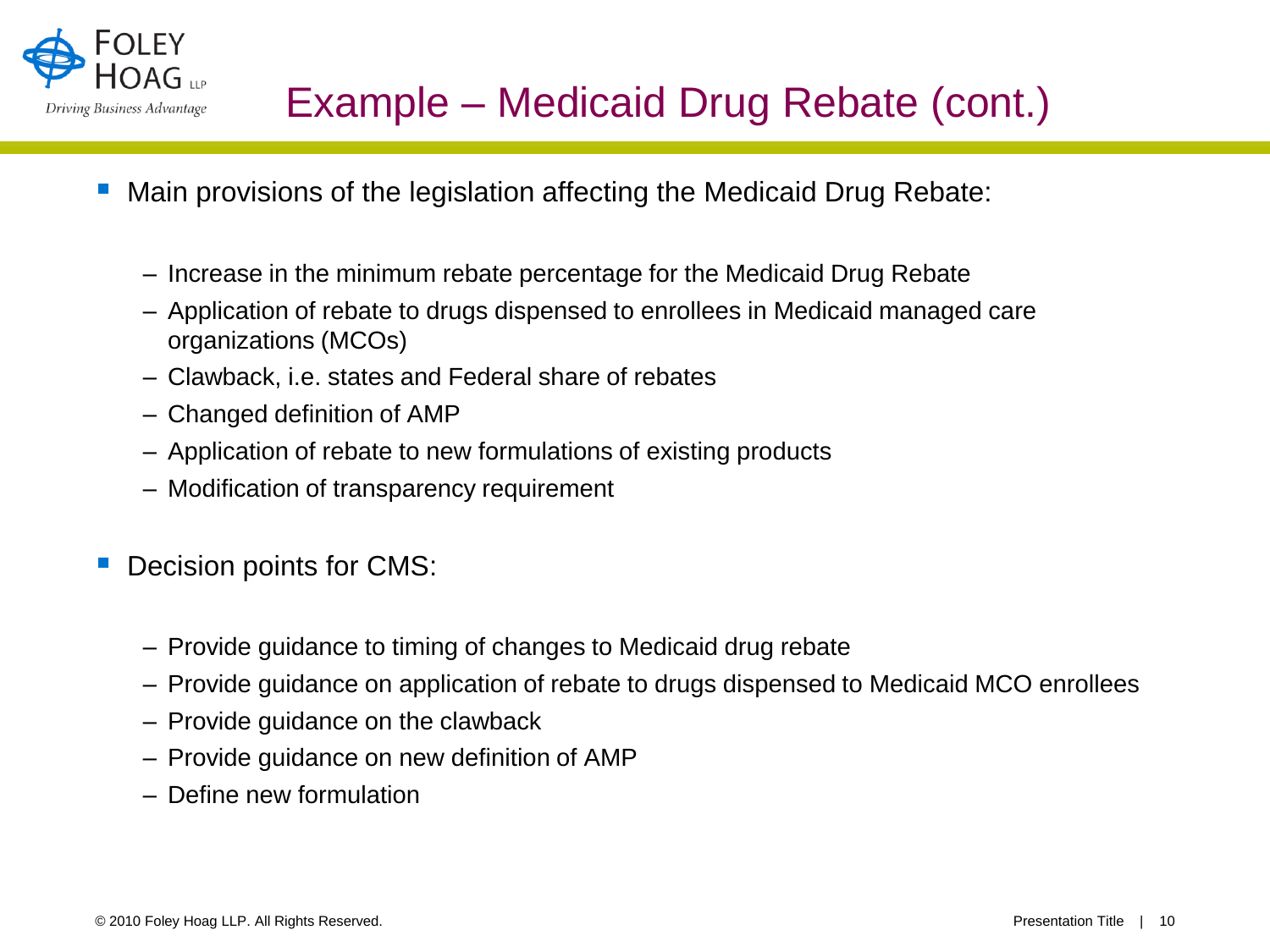# Example – Medicaid Drug Rebate (cont.)

- Main provisions of the legislation affecting the Medicaid Drug Rebate:
  - Increase in the minimum rebate percentage for the Medicaid Drug Rebate
  - Application of rebate to drugs dispensed to enrollees in Medicaid managed care organizations (MCOs)
  - Clawback, i.e. states and Federal share of rebates
  - Changed definition of AMP
  - Application of rebate to new formulations of existing products
  - Modification of transparency requirement

- Decision points for CMS:
  - Provide guidance to timing of changes to Medicaid drug rebate
  - Provide guidance on application of rebate to drugs dispensed to Medicaid MCO enrollees
  - Provide guidance on the clawback
  - Provide guidance on new definition of AMP
  - Define new formulation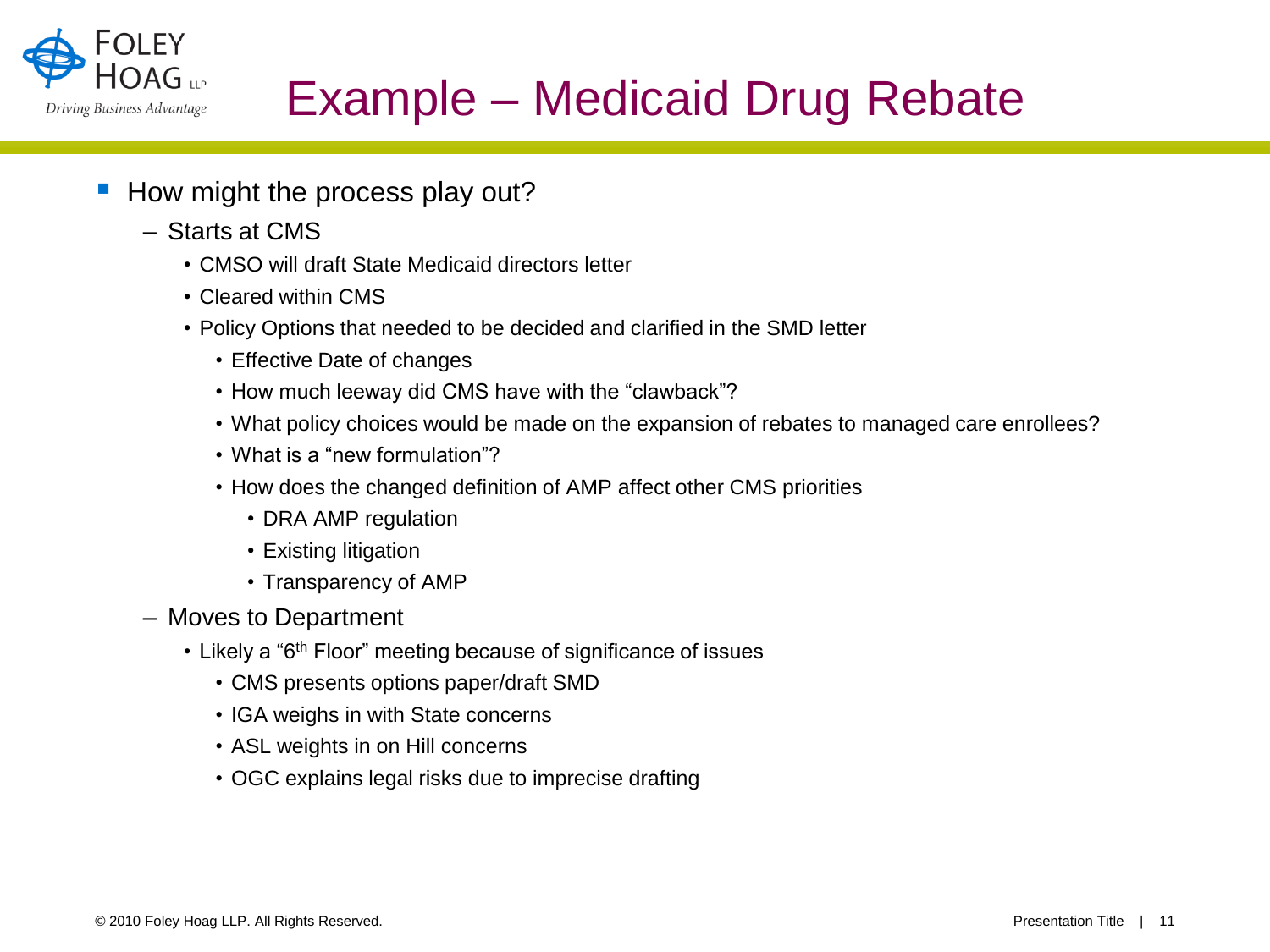# Example – Medicaid Drug Rebate

- How might the process play out?
  - Starts at CMS
    - CMSO will draft State Medicaid directors letter
    - Cleared within CMS
    - Policy Options that needed to be decided and clarified in the SMD letter
      - Effective Date of changes
      - How much leeway did CMS have with the "clawback"?
      - What policy choices would be made on the expansion of rebates to managed care enrollees?
      - What is a "new formulation"?
      - How does the changed definition of AMP affect other CMS priorities
        - DRA AMP regulation
        - Existing litigation
        - Transparency of AMP
  - Moves to Department
    - Likely a "6th Floor" meeting because of significance of issues
      - CMS presents options paper/draft SMD
      - IGA weighs in with State concerns
      - ASL weights in on Hill concerns
      - OGC explains legal risks due to imprecise drafting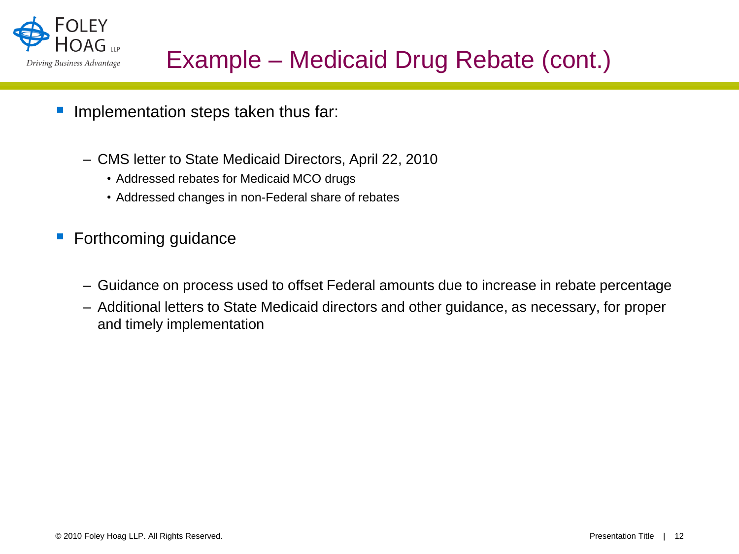# Example – Medicaid Drug Rebate (cont.)

- Implementation steps taken thus far:
  - CMS letter to State Medicaid Directors, April 22, 2010
    - Addressed rebates for Medicaid MCO drugs
    - Addressed changes in non-Federal share of rebates
- Forthcoming guidance
  - Guidance on process used to offset Federal amounts due to increase in rebate percentage
  - Additional letters to State Medicaid directors and other guidance, as necessary, for proper and timely implementation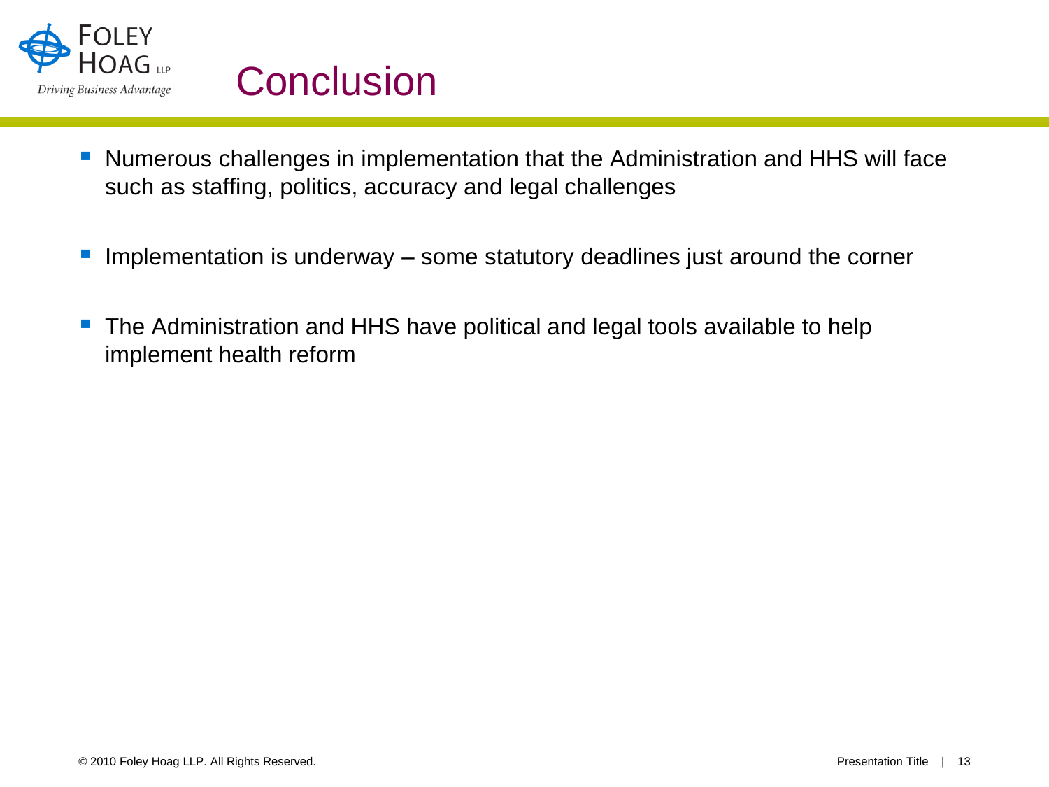# Conclusion

- Numerous challenges in implementation that the Administration and HHS will face such as staffing, politics, accuracy and legal challenges
- Implementation is underway – some statutory deadlines just around the corner
- The Administration and HHS have political and legal tools available to help implement health reform